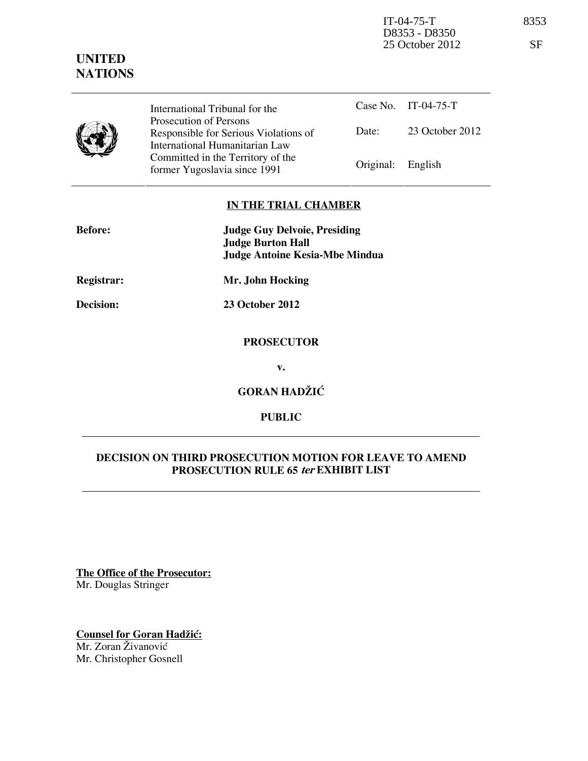IT-04-75-T 8353
D8353 - D8350
25 October 2012 SF

**UNITED NATIONS**

| International Tribunal for the Prosecution of Persons Responsible for Serious Violations of International Humanitarian Law Committed in the Territory of the former Yugoslavia since 1991 | Case No. | IT-04-75-T |
|---|---|---|
| | Date: | 23 October 2012 |
| | Original: | English |

## IN THE TRIAL CHAMBER

**Before:** **Judge Guy Delvoie, Presiding**
**Judge Burton Hall**
**Judge Antoine Kesia-Mbe Mindua**

**Registrar:** **Mr. John Hocking**

**Decision:** **23 October 2012**

**PROSECUTOR**

**v.**

**GORAN HADŽIĆ**

**PUBLIC**

## DECISION ON THIRD PROSECUTION MOTION FOR LEAVE TO AMEND PROSECUTION RULE 65 *ter* EXHIBIT LIST

**The Office of the Prosecutor:**
Mr. Douglas Stringer

**Counsel for Goran Hadžić:**
Mr. Zoran Živanović
Mr. Christopher Gosnell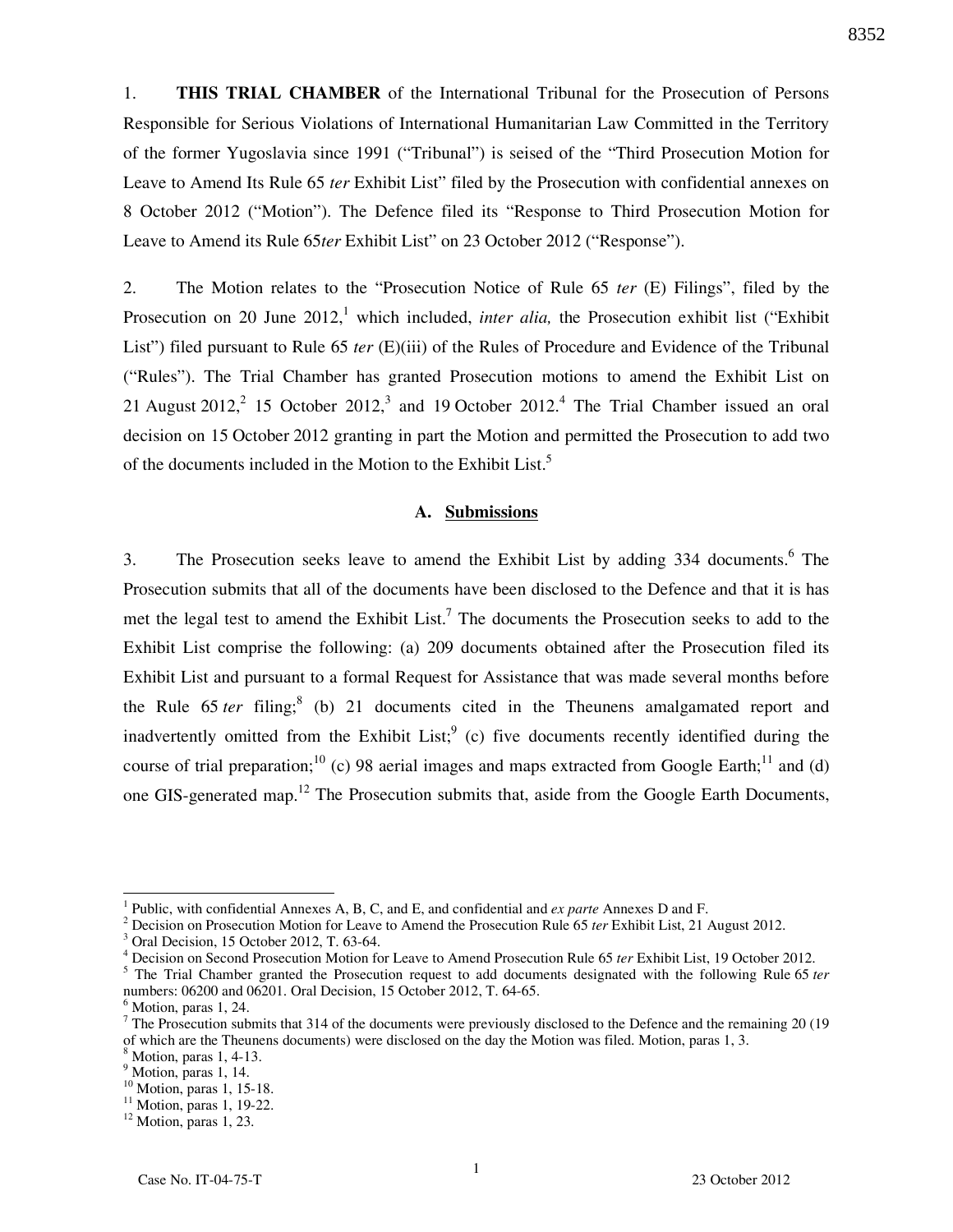1. **THIS TRIAL CHAMBER** of the International Tribunal for the Prosecution of Persons Responsible for Serious Violations of International Humanitarian Law Committed in the Territory of the former Yugoslavia since 1991 ("Tribunal") is seised of the "Third Prosecution Motion for Leave to Amend Its Rule 65 *ter* Exhibit List" filed by the Prosecution with confidential annexes on 8 October 2012 ("Motion"). The Defence filed its "Response to Third Prosecution Motion for Leave to Amend its Rule 65*ter* Exhibit List" on 23 October 2012 ("Response").

2. The Motion relates to the "Prosecution Notice of Rule 65 *ter* (E) Filings", filed by the Prosecution on 20 June 2012,[1] which included, *inter alia,* the Prosecution exhibit list ("Exhibit List") filed pursuant to Rule 65 *ter* (E)(iii) of the Rules of Procedure and Evidence of the Tribunal ("Rules"). The Trial Chamber has granted Prosecution motions to amend the Exhibit List on 21 August 2012,[2] 15 October 2012,[3] and 19 October 2012.[4] The Trial Chamber issued an oral decision on 15 October 2012 granting in part the Motion and permitted the Prosecution to add two of the documents included in the Motion to the Exhibit List.[5]

### A. Submissions

3. The Prosecution seeks leave to amend the Exhibit List by adding 334 documents.[6] The Prosecution submits that all of the documents have been disclosed to the Defence and that it is has met the legal test to amend the Exhibit List.[7] The documents the Prosecution seeks to add to the Exhibit List comprise the following: (a) 209 documents obtained after the Prosecution filed its Exhibit List and pursuant to a formal Request for Assistance that was made several months before the Rule 65 *ter* filing;[8] (b) 21 documents cited in the Theunens amalgamated report and inadvertently omitted from the Exhibit List;[9] (c) five documents recently identified during the course of trial preparation;[10] (c) 98 aerial images and maps extracted from Google Earth;[11] and (d) one GIS-generated map.[12] The Prosecution submits that, aside from the Google Earth Documents,

---

[1] Public, with confidential Annexes A, B, C, and E, and confidential and *ex parte* Annexes D and F.

[2] Decision on Prosecution Motion for Leave to Amend the Prosecution Rule 65 *ter* Exhibit List, 21 August 2012.

[3] Oral Decision, 15 October 2012, T. 63-64.

[4] Decision on Second Prosecution Motion for Leave to Amend Prosecution Rule 65 *ter* Exhibit List, 19 October 2012.

[5] The Trial Chamber granted the Prosecution request to add documents designated with the following Rule 65 *ter* numbers: 06200 and 06201. Oral Decision, 15 October 2012, T. 64-65.

[6] Motion, paras 1, 24.

[7] The Prosecution submits that 314 of the documents were previously disclosed to the Defence and the remaining 20 (19 of which are the Theunens documents) were disclosed on the day the Motion was filed. Motion, paras 1, 3.

[8] Motion, paras 1, 4-13.

[9] Motion, paras 1, 14.

[10] Motion, paras 1, 15-18.

[11] Motion, paras 1, 19-22.

[12] Motion, paras 1, 23.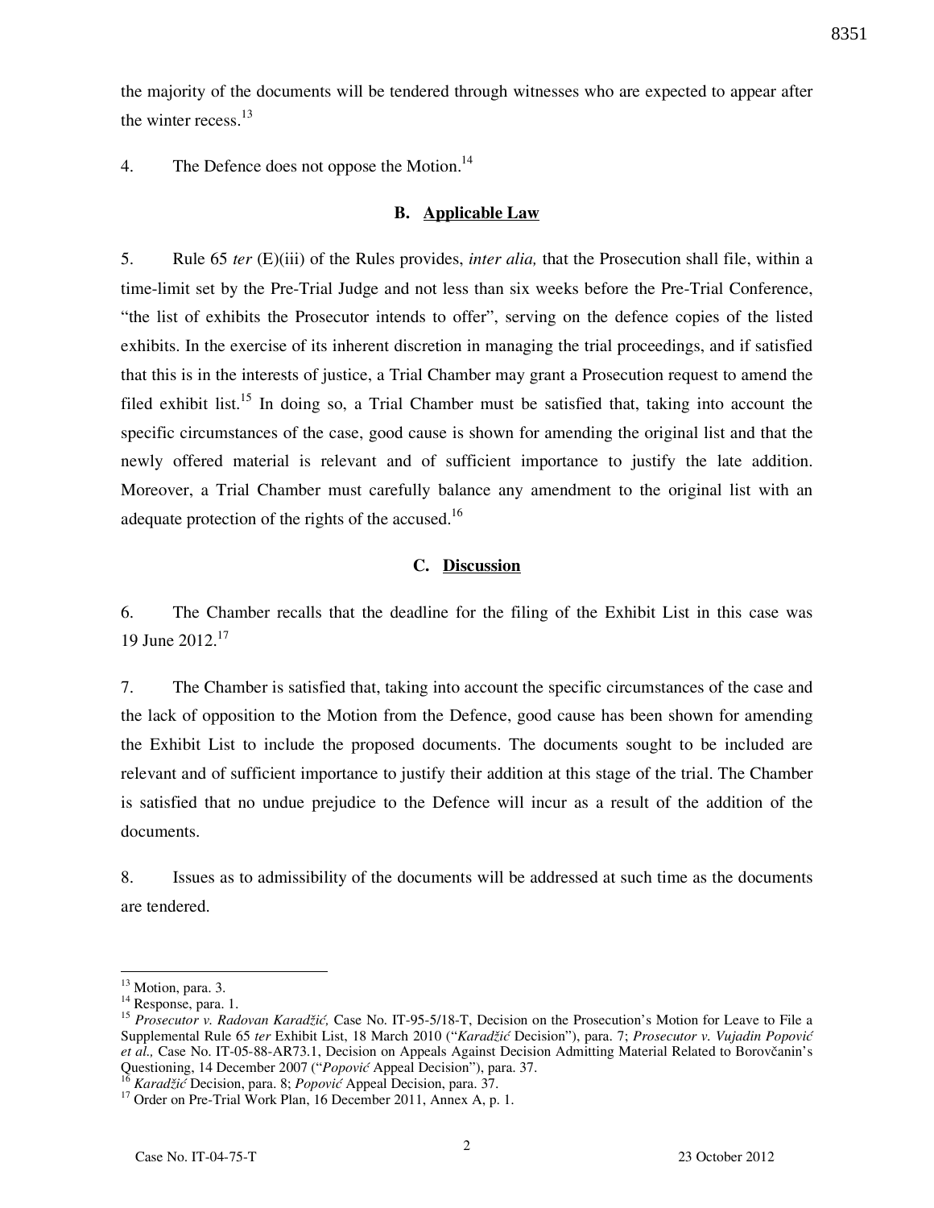the majority of the documents will be tendered through witnesses who are expected to appear after the winter recess.[13]

4. The Defence does not oppose the Motion.[14]

### B. Applicable Law

5. Rule 65 *ter* (E)(iii) of the Rules provides, *inter alia,* that the Prosecution shall file, within a time-limit set by the Pre-Trial Judge and not less than six weeks before the Pre-Trial Conference, "the list of exhibits the Prosecutor intends to offer", serving on the defence copies of the listed exhibits. In the exercise of its inherent discretion in managing the trial proceedings, and if satisfied that this is in the interests of justice, a Trial Chamber may grant a Prosecution request to amend the filed exhibit list.[15] In doing so, a Trial Chamber must be satisfied that, taking into account the specific circumstances of the case, good cause is shown for amending the original list and that the newly offered material is relevant and of sufficient importance to justify the late addition. Moreover, a Trial Chamber must carefully balance any amendment to the original list with an adequate protection of the rights of the accused.[16]

### C. Discussion

6. The Chamber recalls that the deadline for the filing of the Exhibit List in this case was 19 June 2012.[17]

7. The Chamber is satisfied that, taking into account the specific circumstances of the case and the lack of opposition to the Motion from the Defence, good cause has been shown for amending the Exhibit List to include the proposed documents. The documents sought to be included are relevant and of sufficient importance to justify their addition at this stage of the trial. The Chamber is satisfied that no undue prejudice to the Defence will incur as a result of the addition of the documents.

8. Issues as to admissibility of the documents will be addressed at such time as the documents are tendered.

---

[13] Motion, para. 3.

[14] Response, para. 1.

[15] *Prosecutor v. Radovan Karadžić,* Case No. IT-95-5/18-T, Decision on the Prosecution's Motion for Leave to File a Supplemental Rule 65 *ter* Exhibit List, 18 March 2010 ("*Karadžić* Decision"), para. 7; *Prosecutor v. Vujadin Popović et al.,* Case No. IT-05-88-AR73.1, Decision on Appeals Against Decision Admitting Material Related to Borovčanin's Questioning, 14 December 2007 ("*Popović* Appeal Decision"), para. 37.

[16] *Karadžić* Decision, para. 8; *Popović* Appeal Decision, para. 37.

[17] Order on Pre-Trial Work Plan, 16 December 2011, Annex A, p. 1.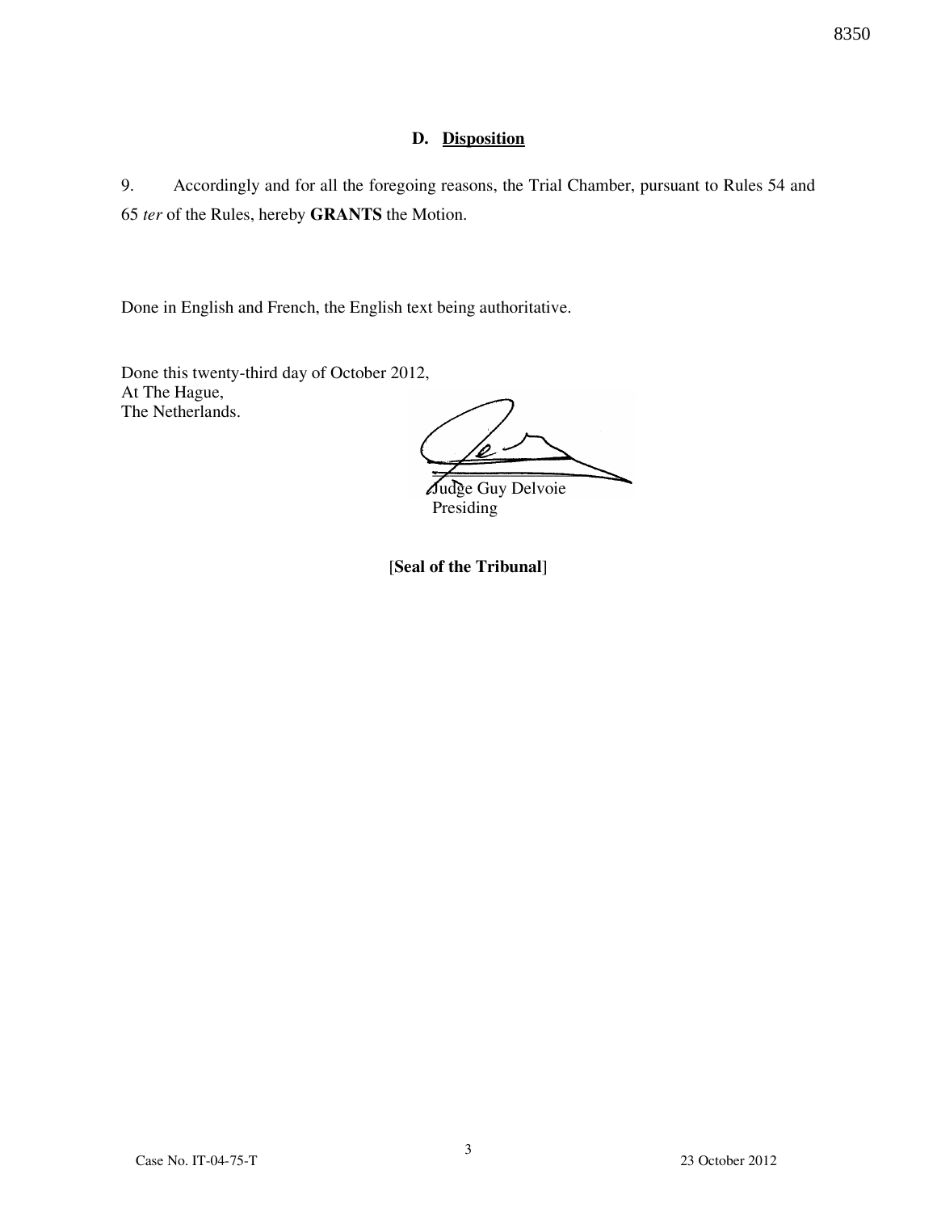### D. Disposition

9. Accordingly and for all the foregoing reasons, the Trial Chamber, pursuant to Rules 54 and 65 *ter* of the Rules, hereby **GRANTS** the Motion.

Done in English and French, the English text being authoritative.

Done this twenty-third day of October 2012,
At The Hague,
The Netherlands.

Judge Guy Delvoie
Presiding

[**Seal of the Tribunal**]